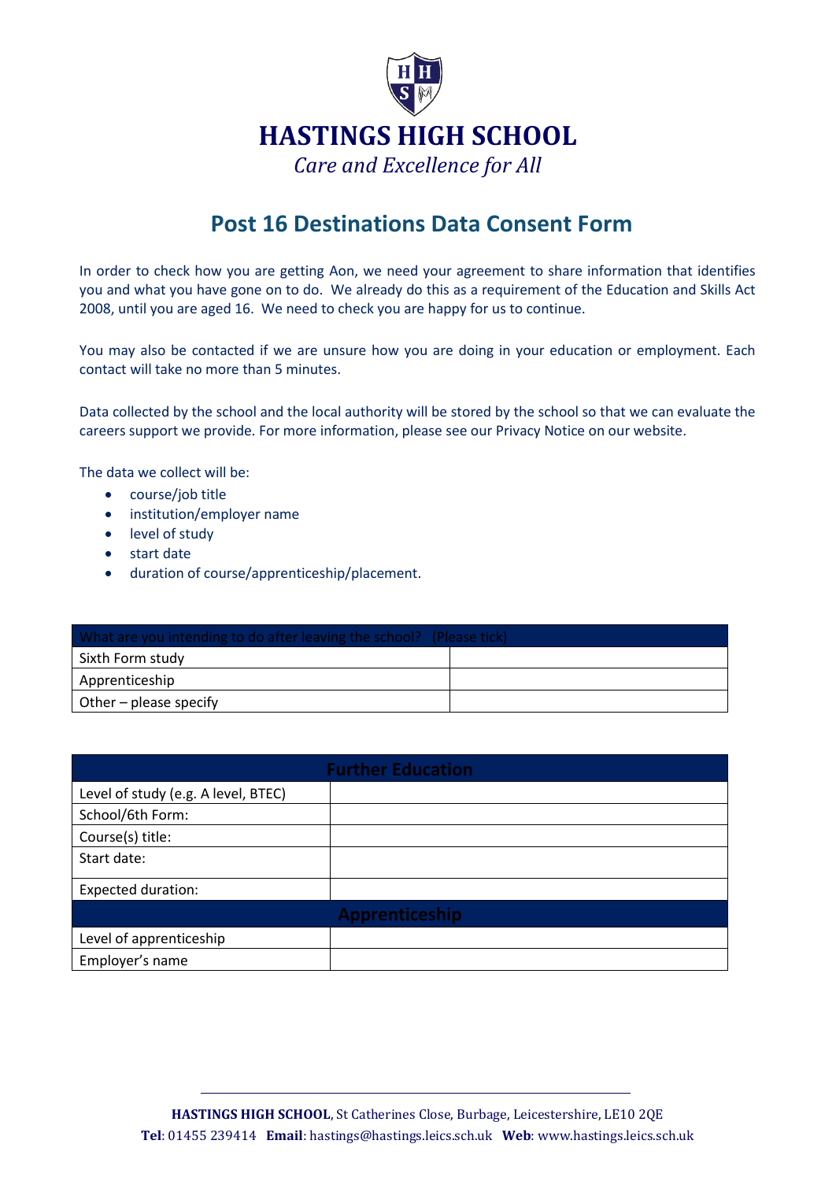# HASTINGS HIGH SCHOOL

*Care and Excellence for All*

## Post 16 Destinations Data Consent Form

In order to check how you are getting Aon, we need your agreement to share information that identifies you and what you have gone on to do. We already do this as a requirement of the Education and Skills Act 2008, until you are aged 16. We need to check you are happy for us to continue.

You may also be contacted if we are unsure how you are doing in your education or employment. Each contact will take no more than 5 minutes.

Data collected by the school and the local authority will be stored by the school so that we can evaluate the careers support we provide. For more information, please see our Privacy Notice on our website.

The data we collect will be:

- course/job title
- institution/employer name
- level of study
- start date
- duration of course/apprenticeship/placement.

| What are you intending to do after leaving the school? (Please tick) | |
|---|---|
| Sixth Form study | |
| Apprenticeship | |
| Other – please specify | |

| Further Education | |
|---|---|
| Level of study (e.g. A level, BTEC) | |
| School/6th Form: | |
| Course(s) title: | |
| Start date: | |
| Expected duration: | |
| **Apprenticeship** | |
| Level of apprenticeship | |
| Employer's name | |

**HASTINGS HIGH SCHOOL**, St Catherines Close, Burbage, Leicestershire, LE10 2QE
**Tel**: 01455 239414 **Email**: hastings@hastings.leics.sch.uk **Web**: www.hastings.leics.sch.uk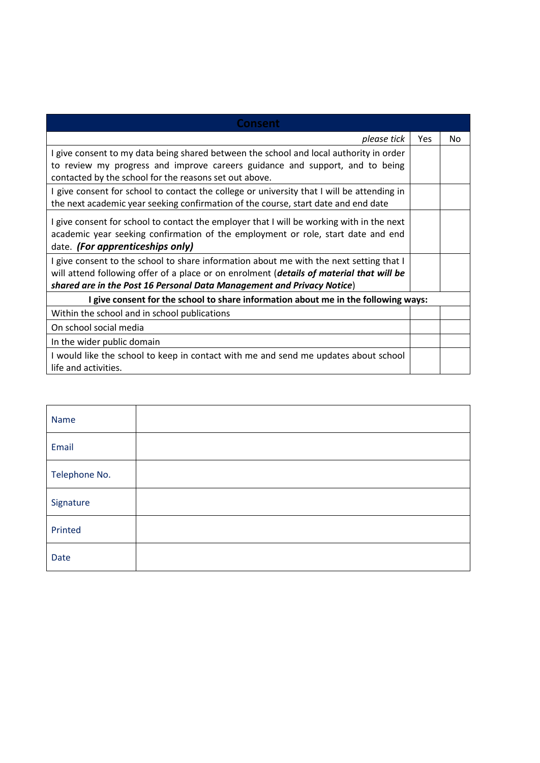| Consent | | |
|---|---|---|
| *please tick* | Yes | No |
| I give consent to my data being shared between the school and local authority in order to review my progress and improve careers guidance and support, and to being contacted by the school for the reasons set out above. | | |
| I give consent for school to contact the college or university that I will be attending in the next academic year seeking confirmation of the course, start date and end date | | |
| I give consent for school to contact the employer that I will be working with in the next academic year seeking confirmation of the employment or role, start date and end date. ***(For apprenticeships only)*** | | |
| I give consent to the school to share information about me with the next setting that I will attend following offer of a place or on enrolment (***details of material that will be shared are in the Post 16 Personal Data Management and Privacy Notice***) | | |
| **I give consent for the school to share information about me in the following ways:** | | |
| Within the school and in school publications | | |
| On school social media | | |
| In the wider public domain | | |
| I would like the school to keep in contact with me and send me updates about school life and activities. | | |

| | |
|---|---|
| Name | |
| Email | |
| Telephone No. | |
| Signature | |
| Printed | |
| Date | |